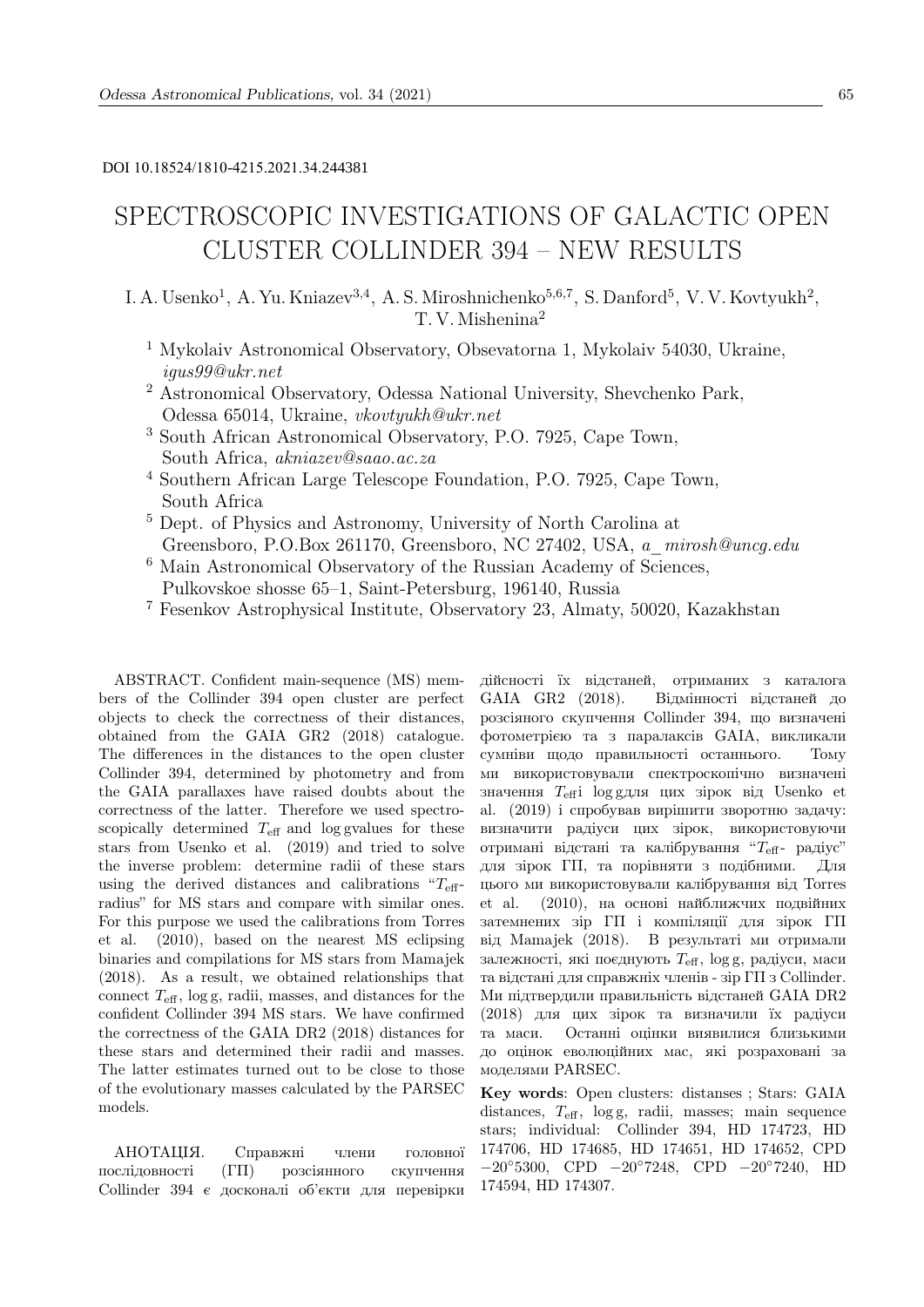DOI 10.18524/1810-4215.2021.34.244381

# SPECTROSCOPIC INVESTIGATIONS OF GALACTIC OPEN CLUSTER COLLINDER 394 – NEW RESULTS

I. A. Usenko[1], A. Yu. Kniazev[3,4], A. S. Miroshnichenko[5,6,7], S. Danford[5], V. V. Kovtyukh[2], T. V. Mishenina[2]

[1] Mykolaiv Astronomical Observatory, Obsevatorna 1, Mykolaiv 54030, Ukraine, *igus99@ukr.net*

[2] Astronomical Observatory, Odessa National University, Shevchenko Park, Odessa 65014, Ukraine, *vkovtyukh@ukr.net*

[3] South African Astronomical Observatory, P.O. 7925, Cape Town, South Africa, *akniazev@saao.ac.za*

[4] Southern African Large Telescope Foundation, P.O. 7925, Cape Town, South Africa

[5] Dept. of Physics and Astronomy, University of North Carolina at Greensboro, P.O.Box 261170, Greensboro, NC 27402, USA, *a_mirosh@uncg.edu*

[6] Main Astronomical Observatory of the Russian Academy of Sciences, Pulkovskoe shosse 65–1, Saint-Petersburg, 196140, Russia

[7] Fesenkov Astrophysical Institute, Observatory 23, Almaty, 50020, Kazakhstan

ABSTRACT. Confident main-sequence (MS) members of the Collinder 394 open cluster are perfect objects to check the correctness of their distances, obtained from the GAIA GR2 (2018) catalogue. The differences in the distances to the open cluster Collinder 394, determined by photometry and from the GAIA parallaxes have raised doubts about the correctness of the latter. Therefore we used spectroscopically determined $T_{\rm eff}$ and $\log g$values for these stars from Usenko et al. (2019) and tried to solve the inverse problem: determine radii of these stars using the derived distances and calibrations "$T_{\rm eff}$-radius" for MS stars and compare with similar ones. For this purpose we used the calibrations from Torres et al. (2010), based on the nearest MS eclipsing binaries and compilations for MS stars from Mamajek (2018). As a result, we obtained relationships that connect $T_{\rm eff}$, $\log g$, radii, masses, and distances for the confident Collinder 394 MS stars. We have confirmed the correctness of the GAIA DR2 (2018) distances for these stars and determined their radii and masses. The latter estimates turned out to be close to those of the evolutionary masses calculated by the PARSEC models.

АНОТАЦІЯ. Справжні члени головної послідовності (ГП) розсіяного скупчення Collinder 394 є досконалі об'єкти для перевірки дійсності їх відстаней, отриманих з каталога GAIA GR2 (2018). Відмінності відстаней до розсіяного скупчення Collinder 394, що визначені фотометрією та з паралаксів GAIA, викликали сумніви щодо правильності останнього. Тому ми використовували спектроскопічно визначені значення $T_{\rm eff}$і $\log g$для цих зірок від Usenko et al. (2019) і спробував вирішити зворотню задачу: визначити радіуси цих зірок, використовуючи отримані відстані та калібрування "$T_{\rm eff}$- радіус" для зірок ГП, та порівняти з подібними. Для цього ми використовували калібрування від Torres et al. (2010), на основі найближчих подвійних затемнених зір ГП і компіляції для зірок ГП від Mamajek (2018). В результаті ми отримали залежності, які поєднують $T_{\rm eff}$, $\log g$, радіуси, маси та відстані для справжніх членів - зір ГП з Collinder. Ми підтвердили правильність відстаней GAIA DR2 (2018) для цих зірок та визначили їх радіуси та маси. Останні оцінки виявилися близькими до оцінок еволюційних мас, які розраховані за моделями PARSEC.

**Key words**: Open clusters: distanses ; Stars: GAIA distances, $T_{\rm eff}$, $\log g$, radii, masses; main sequence stars; individual: Collinder 394, HD 174723, HD 174706, HD 174685, HD 174651, HD 174652, CPD $-20°5300$, CPD $-20°7248$, CPD $-20°7240$, HD 174594, HD 174307.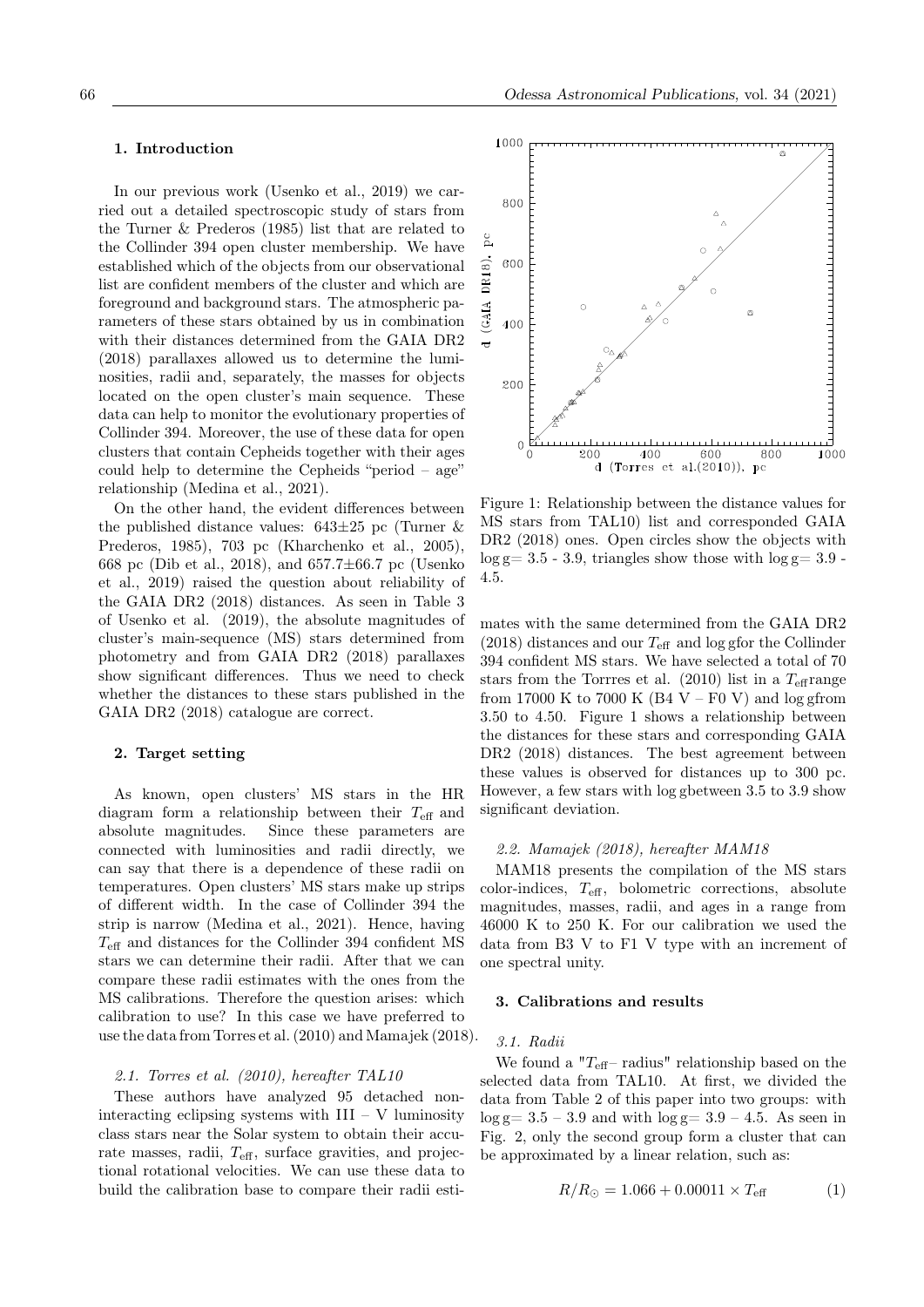## 1. Introduction

In our previous work (Usenko et al., 2019) we carried out a detailed spectroscopic study of stars from the Turner & Prederos (1985) list that are related to the Collinder 394 open cluster membership. We have established which of the objects from our observational list are confident members of the cluster and which are foreground and background stars. The atmospheric parameters of these stars obtained by us in combination with their distances determined from the GAIA DR2 (2018) parallaxes allowed us to determine the luminosities, radii and, separately, the masses for objects located on the open cluster's main sequence. These data can help to monitor the evolutionary properties of Collinder 394. Moreover, the use of these data for open clusters that contain Cepheids together with their ages could help to determine the Cepheids "period – age" relationship (Medina et al., 2021).

On the other hand, the evident differences between the published distance values: 643±25 pc (Turner & Prederos, 1985), 703 pc (Kharchenko et al., 2005), 668 pc (Dib et al., 2018), and 657.7±66.7 pc (Usenko et al., 2019) raised the question about reliability of the GAIA DR2 (2018) distances. As seen in Table 3 of Usenko et al. (2019), the absolute magnitudes of cluster's main-sequence (MS) stars determined from photometry and from GAIA DR2 (2018) parallaxes show significant differences. Thus we need to check whether the distances to these stars published in the GAIA DR2 (2018) catalogue are correct.

## 2. Target setting

As known, open clusters' MS stars in the HR diagram form a relationship between their $T_{\rm eff}$ and absolute magnitudes. Since these parameters are connected with luminosities and radii directly, we can say that there is a dependence of these radii on temperatures. Open clusters' MS stars make up strips of different width. In the case of Collinder 394 the strip is narrow (Medina et al., 2021). Hence, having $T_{\rm eff}$ and distances for the Collinder 394 confident MS stars we can determine their radii. After that we can compare these radii estimates with the ones from the MS calibrations. Therefore the question arises: which calibration to use? In this case we have preferred to use the data from Torres et al. (2010) and Mamajek (2018).

### 2.1. Torres et al. (2010), hereafter TAL10

These authors have analyzed 95 detached non-interacting eclipsing systems with III – V luminosity class stars near the Solar system to obtain their accurate masses, radii, $T_{\rm eff}$, surface gravities, and projectional rotational velocities. We can use these data to build the calibration base to compare their radii estimates with the same determined from the GAIA DR2 (2018) distances and our $T_{\rm eff}$ and $\log g$ for the Collinder 394 confident MS stars. We have selected a total of 70 stars from the Torrres et al. (2010) list in a $T_{\rm eff}$ range from 17000 K to 7000 K (B4 V – F0 V) and $\log g$ from 3.50 to 4.50. Figure 1 shows a relationship between the distances for these stars and corresponding GAIA DR2 (2018) distances. The best agreement between these values is observed for distances up to 300 pc. However, a few stars with $\log g$ between 3.5 to 3.9 show significant deviation.

Figure 1: Relationship between the distance values for MS stars from TAL10) list and corresponded GAIA DR2 (2018) ones. Open circles show the objects with $\log g = 3.5$ - 3.9, triangles show those with $\log g = 3.9$ - 4.5.

### 2.2. Mamajek (2018), hereafter MAM18

MAM18 presents the compilation of the MS stars color-indices, $T_{\rm eff}$, bolometric corrections, absolute magnitudes, masses, radii, and ages in a range from 46000 K to 250 K. For our calibration we used the data from B3 V to F1 V type with an increment of one spectral unity.

## 3. Calibrations and results

### 3.1. Radii

We found a "$T_{\rm eff}$– radius" relationship based on the selected data from TAL10. At first, we divided the data from Table 2 of this paper into two groups: with $\log g = 3.5 – 3.9$ and with $\log g = 3.9 – 4.5$. As seen in Fig. 2, only the second group form a cluster that can be approximated by a linear relation, such as:

$$R/R_{\odot} = 1.066 + 0.00011 \times T_{\rm eff} \tag{1}$$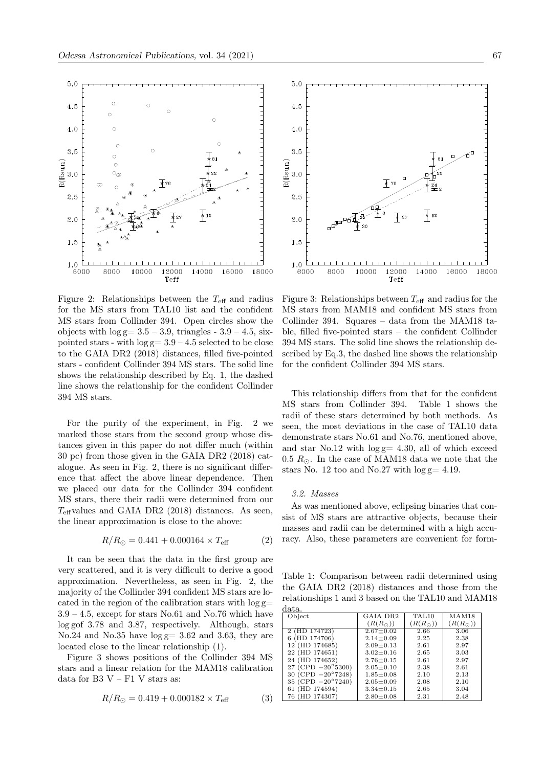Figure 2: Relationships between the $T_{\rm eff}$ and radius for the MS stars from TAL10 list and the confident MS stars from Collinder 394. Open circles show the objects with $\log g = 3.5 - 3.9$, triangles - $3.9 - 4.5$, six-pointed stars - with $\log g = 3.9 - 4.5$ selected to be close to the GAIA DR2 (2018) distances, filled five-pointed stars - confident Collinder 394 MS stars. The solid line shows the relationship described by Eq. 1, the dashed line shows the relationship for the confident Collinder 394 MS stars.

Figure 3: Relationships between $T_{\rm eff}$ and radius for the MS stars from MAM18 and confident MS stars from Collinder 394. Squares – data from the MAM18 table, filled five-pointed stars – the confident Collinder 394 MS stars. The solid line shows the relationship described by Eq.3, the dashed line shows the relationship for the confident Collinder 394 MS stars.

For the purity of the experiment, in Fig. 2 we marked those stars from the second group whose distances given in this paper do not differ much (within 30 pc) from those given in the GAIA DR2 (2018) catalogue. As seen in Fig. 2, there is no significant difference that affect the above linear dependence. Then we placed our data for the Collinder 394 confident MS stars, there their radii were determined from our $T_{\rm eff}$ values and GAIA DR2 (2018) distances. As seen, the linear approximation is close to the above:

$$R/R_{\odot} = 0.441 + 0.000164 \times T_{\rm eff} \qquad (2)$$

It can be seen that the data in the first group are very scattered, and it is very difficult to derive a good approximation. Nevertheless, as seen in Fig. 2, the majority of the Collinder 394 confident MS stars are located in the region of the calibration stars with $\log g = 3.9 - 4.5$, except for stars No.61 and No.76 which have $\log g$ of 3.78 and 3.87, respectively. Although, stars No.24 and No.35 have $\log g = 3.62$ and 3.63, they are located close to the linear relationship (1).

Figure 3 shows positions of the Collinder 394 MS stars and a linear relation for the MAM18 calibration data for B3 V – F1 V stars as:

$$R/R_{\odot} = 0.419 + 0.000182 \times T_{\rm eff} \qquad (3)$$

This relationship differs from that for the confident MS stars from Collinder 394. Table 1 shows the radii of these stars determined by both methods. As seen, the most deviations in the case of TAL10 data demonstrate stars No.61 and No.76, mentioned above, and star No.12 with $\log g = 4.30$, all of which exceed 0.5 $R_{\odot}$. In the case of MAM18 data we note that the stars No. 12 too and No.27 with $\log g = 4.19$.

### 3.2. Masses

As was mentioned above, eclipsing binaries that consist of MS stars are attractive objects, because their masses and radii can be determined with a high accuracy. Also, these parameters are convenient for form-

Table 1: Comparison between radii determined using the GAIA DR2 (2018) distances and those from the relationships 1 and 3 based on the TAL10 and MAM18 data.

| Object | GAIA DR2 $(R(R_{\odot}))$ | TAL10 $(R(R_{\odot}))$ | MAM18 $(R(R_{\odot}))$ |
|---|---|---|---|
| 2 (HD 174723) | 2.67±0.02 | 2.66 | 3.06 |
| 6 (HD 174706) | 2.14±0.09 | 2.25 | 2.38 |
| 12 (HD 174685) | 2.09±0.13 | 2.61 | 2.97 |
| 22 (HD 174651) | 3.02±0.16 | 2.65 | 3.03 |
| 24 (HD 174652) | 2.76±0.15 | 2.61 | 2.97 |
| 27 (CPD $-20^{\circ}$5300) | 2.05±0.10 | 2.38 | 2.61 |
| 30 (CPD $-20^{\circ}$7248) | 1.85±0.08 | 2.10 | 2.13 |
| 35 (CPD $-20^{\circ}$7240) | 2.05±0.09 | 2.08 | 2.10 |
| 61 (HD 174594) | 3.34±0.15 | 2.65 | 3.04 |
| 76 (HD 174307) | 2.80±0.08 | 2.31 | 2.48 |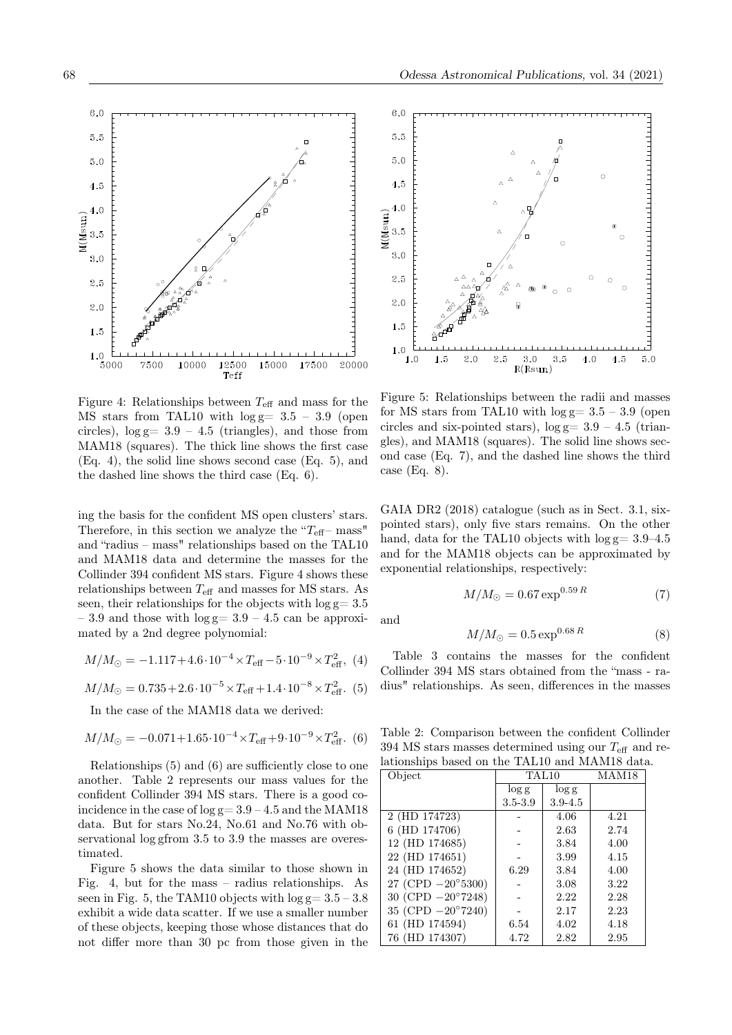Figure 4: Relationships between $T_{\rm eff}$ and mass for the MS stars from TAL10 with $\log g = 3.5 - 3.9$ (open circles), $\log g = 3.9 - 4.5$ (triangles), and those from MAM18 (squares). The thick line shows the first case (Eq. 4), the solid line shows second case (Eq. 5), and the dashed line shows the third case (Eq. 6).

Figure 5: Relationships between the radii and masses for MS stars from TAL10 with $\log g = 3.5 - 3.9$ (open circles and six-pointed stars), $\log g = 3.9 - 4.5$ (triangles), and MAM18 (squares). The solid line shows second case (Eq. 7), and the dashed line shows the third case (Eq. 8).

ing the basis for the confident MS open clusters' stars. Therefore, in this section we analyze the "$T_{\rm eff}$– mass" and "radius – mass" relationships based on the TAL10 and MAM18 data and determine the masses for the Collinder 394 confident MS stars. Figure 4 shows these relationships between $T_{\rm eff}$ and masses for MS stars. As seen, their relationships for the objects with $\log g = 3.5 - 3.9$ and those with $\log g = 3.9 - 4.5$ can be approximated by a 2nd degree polynomial:

$$M/M_{\odot} = -1.117 + 4.6 \cdot 10^{-4} \times T_{\rm eff} - 5 \cdot 10^{-9} \times T_{\rm eff}^2, \quad (4)$$

$$M/M_{\odot} = 0.735 + 2.6 \cdot 10^{-5} \times T_{\rm eff} + 1.4 \cdot 10^{-8} \times T_{\rm eff}^2. \quad (5)$$

In the case of the MAM18 data we derived:

$$M/M_{\odot} = -0.071 + 1.65 \cdot 10^{-4} \times T_{\rm eff} + 9 \cdot 10^{-9} \times T_{\rm eff}^2. \quad (6)$$

Relationships (5) and (6) are sufficiently close to one another. Table 2 represents our mass values for the confident Collinder 394 MS stars. There is a good coincidence in the case of $\log g = 3.9 - 4.5$ and the MAM18 data. But for stars No.24, No.61 and No.76 with observational log gfrom 3.5 to 3.9 the masses are overestimated.

Figure 5 shows the data similar to those shown in Fig. 4, but for the mass – radius relationships. As seen in Fig. 5, the TAM10 objects with $\log g = 3.5 - 3.8$ exhibit a wide data scatter. If we use a smaller number of these objects, keeping those whose distances that do not differ more than 30 pc from those given in the GAIA DR2 (2018) catalogue (such as in Sect. 3.1, six-pointed stars), only five stars remains. On the other hand, data for the TAL10 objects with $\log g = 3.9$–4.5 and for the MAM18 objects can be approximated by exponential relationships, respectively:

$$M/M_{\odot} = 0.67 \exp^{0.59\,R} \quad (7)$$

and

$$M/M_{\odot} = 0.5 \exp^{0.68\,R} \quad (8)$$

Table 3 contains the masses for the confident Collinder 394 MS stars obtained from the "mass - radius" relationships. As seen, differences in the masses

Table 2: Comparison between the confident Collinder 394 MS stars masses determined using our $T_{\rm eff}$ and relationships based on the TAL10 and MAM18 data.

| Object | TAL10 | | MAM18 |
|---|---|---|---|
| | $\log g$ 3.5-3.9 | $\log g$ 3.9-4.5 | |
| 2 (HD 174723) | - | 4.06 | 4.21 |
| 6 (HD 174706) | - | 2.63 | 2.74 |
| 12 (HD 174685) | - | 3.84 | 4.00 |
| 22 (HD 174651) | - | 3.99 | 4.15 |
| 24 (HD 174652) | 6.29 | 3.84 | 4.00 |
| 27 (CPD $-20^{\circ}5300$) | - | 3.08 | 3.22 |
| 30 (CPD $-20^{\circ}7248$) | - | 2.22 | 2.28 |
| 35 (CPD $-20^{\circ}7240$) | - | 2.17 | 2.23 |
| 61 (HD 174594) | 6.54 | 4.02 | 4.18 |
| 76 (HD 174307) | 4.72 | 2.82 | 2.95 |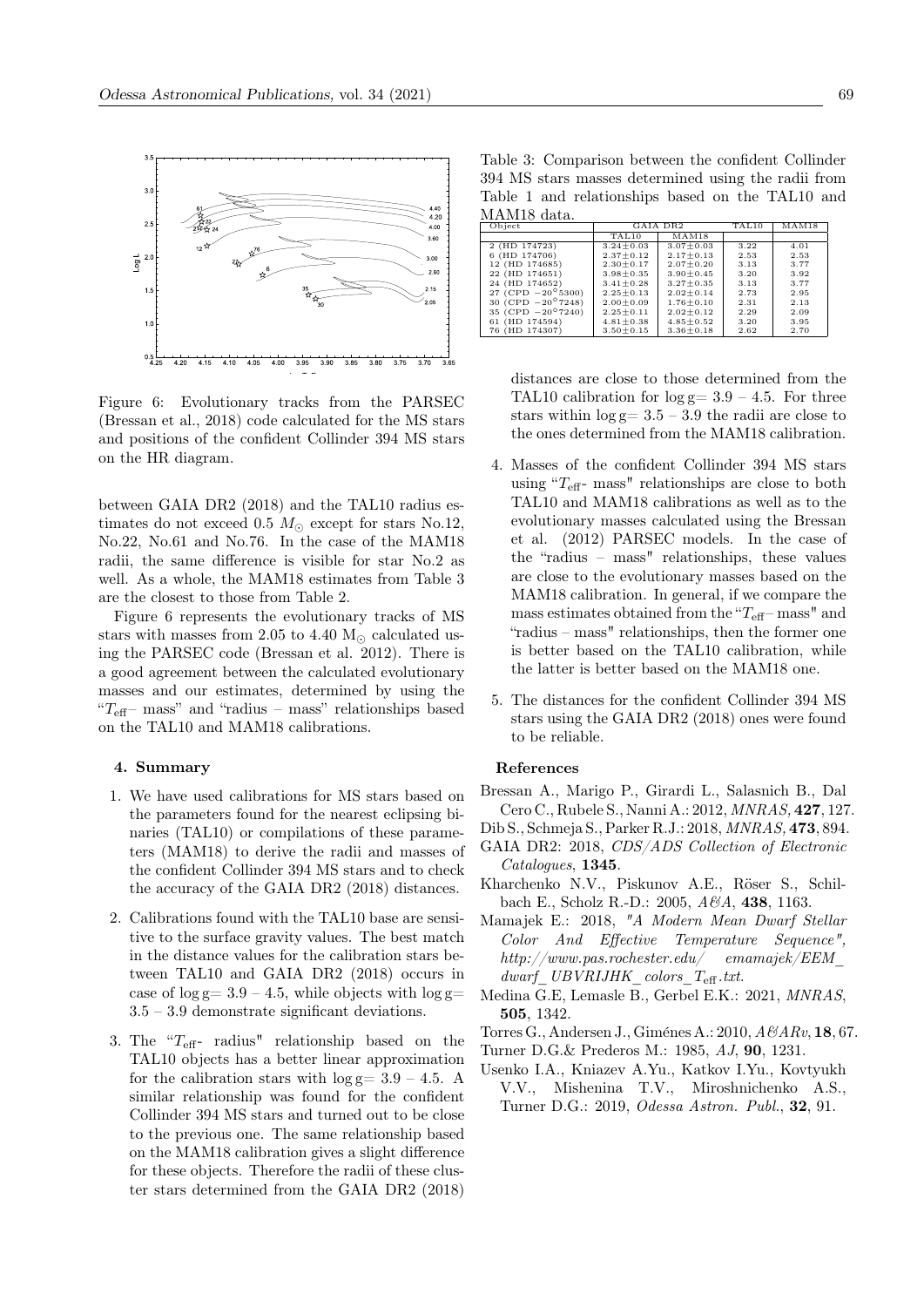3.5
3.0
2.5
2.0
1.5
1.0
0.5
Log L
4.25 4.20 4.15 4.10 4.05 4.00 3.95 3.90 3.85 3.80 3.75 3.70 3.65
4.40
4.20
4.00
3.60
3.00
2.60
2.15
2.05
61
22
2
24
27
12
76
22
6
35
30

Figure 6: Evolutionary tracks from the PARSEC (Bressan et al., 2018) code calculated for the MS stars and positions of the confident Collinder 394 MS stars on the HR diagram.

between GAIA DR2 (2018) and the TAL10 radius estimates do not exceed 0.5 $M_\odot$ except for stars No.12, No.22, No.61 and No.76. In the case of the MAM18 radii, the same difference is visible for star No.2 as well. As a whole, the MAM18 estimates from Table 3 are the closest to those from Table 2.

Figure 6 represents the evolutionary tracks of MS stars with masses from 2.05 to 4.40 $M_\odot$ calculated using the PARSEC code (Bressan et al. 2012). There is a good agreement between the calculated evolutionary masses and our estimates, determined by using the "$T_{\rm eff}$– mass" and "radius – mass" relationships based on the TAL10 and MAM18 calibrations.

## 4. Summary

1. We have used calibrations for MS stars based on the parameters found for the nearest eclipsing binaries (TAL10) or compilations of these parameters (MAM18) to derive the radii and masses of the confident Collinder 394 MS stars and to check the accuracy of the GAIA DR2 (2018) distances.

2. Calibrations found with the TAL10 base are sensitive to the surface gravity values. The best match in the distance values for the calibration stars between TAL10 and GAIA DR2 (2018) occurs in case of $\log g = 3.9 - 4.5$, while objects with $\log g = 3.5 - 3.9$ demonstrate significant deviations.

3. The "$T_{\rm eff}$- radius" relationship based on the TAL10 objects has a better linear approximation for the calibration stars with $\log g = 3.9 - 4.5$. A similar relationship was found for the confident Collinder 394 MS stars and turned out to be close to the previous one. The same relationship based on the MAM18 calibration gives a slight difference for these objects. Therefore the radii of these cluster stars determined from the GAIA DR2 (2018) distances are close to those determined from the TAL10 calibration for $\log g = 3.9 - 4.5$. For three stars within $\log g = 3.5 - 3.9$ the radii are close to the ones determined from the MAM18 calibration.

4. Masses of the confident Collinder 394 MS stars using "$T_{\rm eff}$- mass" relationships are close to both TAL10 and MAM18 calibrations as well as to the evolutionary masses calculated using the Bressan et al. (2012) PARSEC models. In the case of the "radius – mass" relationships, these values are close to the evolutionary masses based on the MAM18 calibration. In general, if we compare the mass estimates obtained from the "$T_{\rm eff}$– mass" and "radius – mass" relationships, then the former one is better based on the TAL10 calibration, while the latter is better based on the MAM18 one.

5. The distances for the confident Collinder 394 MS stars using the GAIA DR2 (2018) ones were found to be reliable.

Table 3: Comparison between the confident Collinder 394 MS stars masses determined using the radii from Table 1 and relationships based on the TAL10 and MAM18 data.

| Object | GAIA DR2 | | TAL10 | MAM18 |
|---|---|---|---|---|
| | TAL10 | MAM18 | | |
| 2 (HD 174723) | 3.24±0.03 | 3.07±0.03 | 3.22 | 4.01 |
| 6 (HD 174706) | 2.37±0.12 | 2.17±0.13 | 2.53 | 2.53 |
| 12 (HD 174685) | 2.30±0.17 | 2.07±0.20 | 3.13 | 3.77 |
| 22 (HD 174651) | 3.98±0.35 | 3.90±0.45 | 3.20 | 3.92 |
| 24 (HD 174652) | 3.41±0.28 | 3.27±0.35 | 3.13 | 3.77 |
| 27 (CPD $-20^\circ$5300) | 2.25±0.13 | 2.02±0.14 | 2.73 | 2.95 |
| 30 (CPD $-20^\circ$7248) | 2.00±0.09 | 1.76±0.10 | 2.31 | 2.13 |
| 35 (CPD $-20^\circ$7240) | 2.25±0.11 | 2.02±0.12 | 2.29 | 2.09 |
| 61 (HD 174594) | 4.81±0.38 | 4.85±0.52 | 3.20 | 3.95 |
| 76 (HD 174307) | 3.50±0.15 | 3.36±0.18 | 2.62 | 2.70 |

## References

Bressan A., Marigo P., Girardi L., Salasnich B., Dal Cero C., Rubele S., Nanni A.: 2012, *MNRAS*, **427**, 127.

Dib S., Schmeja S., Parker R.J.: 2018, *MNRAS*, **473**, 894.

GAIA DR2: 2018, *CDS/ADS Collection of Electronic Catalogues*, **1345**.

Kharchenko N.V., Piskunov A.E., Röser S., Schilbach E., Scholz R.-D.: 2005, *A&A*, **438**, 1163.

Mamajek E.: 2018, *"A Modern Mean Dwarf Stellar Color And Effective Temperature Sequence", http://www.pas.rochester.edu/ emamajek/EEM_dwarf_UBVRIJHK_colors_Teff.txt*.

Medina G.E, Lemasle B., Gerbel E.K.: 2021, *MNRAS*, **505**, 1342.

Torres G., Andersen J., Giménes A.: 2010, *A&ARv*, **18**, 67.

Turner D.G.& Prederos M.: 1985, *AJ*, **90**, 1231.

Usenko I.A., Kniazev A.Yu., Katkov I.Yu., Kovtyukh V.V., Mishenina T.V., Miroshnichenko A.S., Turner D.G.: 2019, *Odessa Astron. Publ.*, **32**, 91.